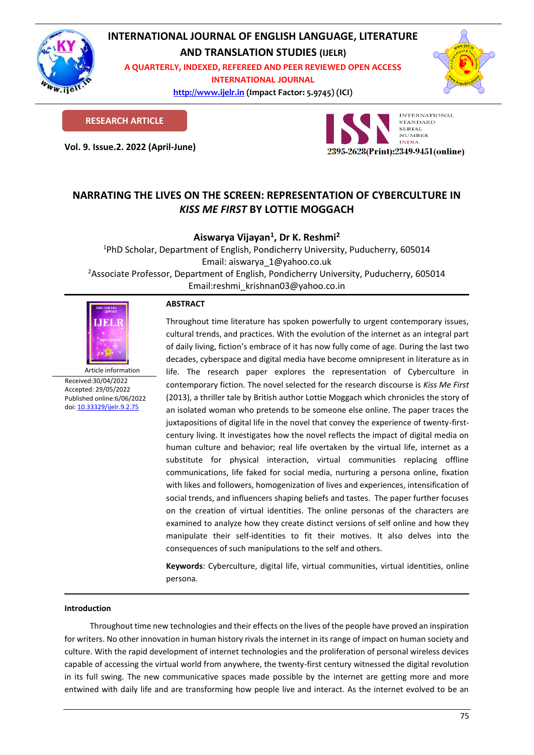# NARRATING THE LIVES ON THE SCREEN: REPRESENTATION OF CYBERCULTURE IN *KISS ME FIRST* BY LOTTIE MOGGACH

**Aiswarya Vijayan[1], Dr K. Reshmi[2]**

[1]PhD Scholar, Department of English, Pondicherry University, Puducherry, 605014
Email: aiswarya_1@yahoo.co.uk

[2]Associate Professor, Department of English, Pondicherry University, Puducherry, 605014
Email:reshmi_krishnan03@yahoo.co.in

**RESEARCH ARTICLE**

Article information
Received:30/04/2022
Accepted: 29/05/2022
Published online:6/06/2022
doi: 10.33329/ijelr.9.2.75

## ABSTRACT

Throughout time literature has spoken powerfully to urgent contemporary issues, cultural trends, and practices. With the evolution of the internet as an integral part of daily living, fiction's embrace of it has now fully come of age. During the last two decades, cyberspace and digital media have become omnipresent in literature as in life. The research paper explores the representation of Cyberculture in contemporary fiction. The novel selected for the research discourse is *Kiss Me First* (2013), a thriller tale by British author Lottie Moggach which chronicles the story of an isolated woman who pretends to be someone else online. The paper traces the juxtapositions of digital life in the novel that convey the experience of twenty-first-century living. It investigates how the novel reflects the impact of digital media on human culture and behavior; real life overtaken by the virtual life, internet as a substitute for physical interaction, virtual communities replacing offline communications, life faked for social media, nurturing a persona online, fixation with likes and followers, homogenization of lives and experiences, intensification of social trends, and influencers shaping beliefs and tastes. The paper further focuses on the creation of virtual identities. The online personas of the characters are examined to analyze how they create distinct versions of self online and how they manipulate their self-identities to fit their motives. It also delves into the consequences of such manipulations to the self and others.

**Keywords**: Cyberculture, digital life, virtual communities, virtual identities, online persona.

## Introduction

Throughout time new technologies and their effects on the lives of the people have proved an inspiration for writers. No other innovation in human history rivals the internet in its range of impact on human society and culture. With the rapid development of internet technologies and the proliferation of personal wireless devices capable of accessing the virtual world from anywhere, the twenty-first century witnessed the digital revolution in its full swing. The new communicative spaces made possible by the internet are getting more and more entwined with daily life and are transforming how people live and interact. As the internet evolved to be an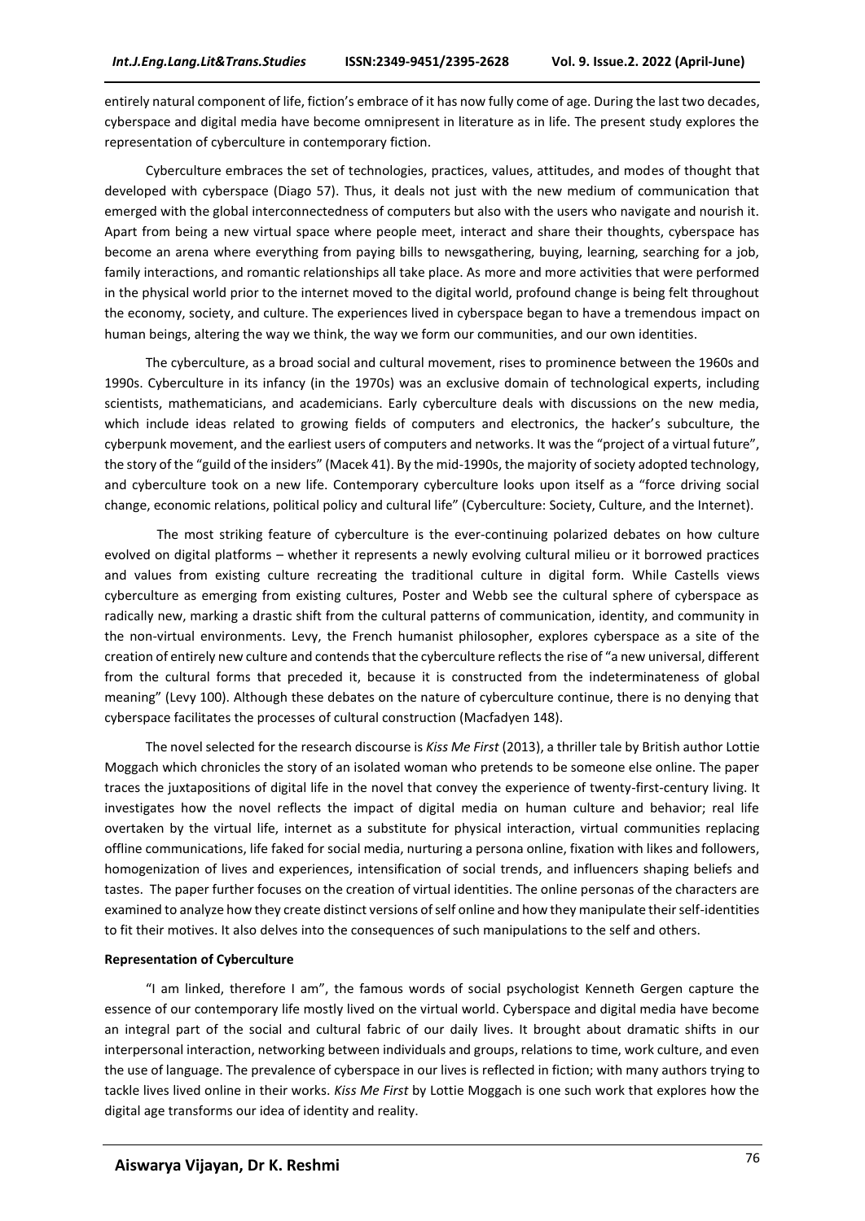entirely natural component of life, fiction's embrace of it has now fully come of age. During the last two decades, cyberspace and digital media have become omnipresent in literature as in life. The present study explores the representation of cyberculture in contemporary fiction.

Cyberculture embraces the set of technologies, practices, values, attitudes, and modes of thought that developed with cyberspace (Diago 57). Thus, it deals not just with the new medium of communication that emerged with the global interconnectedness of computers but also with the users who navigate and nourish it. Apart from being a new virtual space where people meet, interact and share their thoughts, cyberspace has become an arena where everything from paying bills to newsgathering, buying, learning, searching for a job, family interactions, and romantic relationships all take place. As more and more activities that were performed in the physical world prior to the internet moved to the digital world, profound change is being felt throughout the economy, society, and culture. The experiences lived in cyberspace began to have a tremendous impact on human beings, altering the way we think, the way we form our communities, and our own identities.

The cyberculture, as a broad social and cultural movement, rises to prominence between the 1960s and 1990s. Cyberculture in its infancy (in the 1970s) was an exclusive domain of technological experts, including scientists, mathematicians, and academicians. Early cyberculture deals with discussions on the new media, which include ideas related to growing fields of computers and electronics, the hacker's subculture, the cyberpunk movement, and the earliest users of computers and networks. It was the "project of a virtual future", the story of the "guild of the insiders" (Macek 41). By the mid-1990s, the majority of society adopted technology, and cyberculture took on a new life. Contemporary cyberculture looks upon itself as a "force driving social change, economic relations, political policy and cultural life" (Cyberculture: Society, Culture, and the Internet).

The most striking feature of cyberculture is the ever-continuing polarized debates on how culture evolved on digital platforms – whether it represents a newly evolving cultural milieu or it borrowed practices and values from existing culture recreating the traditional culture in digital form. While Castells views cyberculture as emerging from existing cultures, Poster and Webb see the cultural sphere of cyberspace as radically new, marking a drastic shift from the cultural patterns of communication, identity, and community in the non-virtual environments. Levy, the French humanist philosopher, explores cyberspace as a site of the creation of entirely new culture and contends that the cyberculture reflects the rise of "a new universal, different from the cultural forms that preceded it, because it is constructed from the indeterminateness of global meaning" (Levy 100). Although these debates on the nature of cyberculture continue, there is no denying that cyberspace facilitates the processes of cultural construction (Macfadyen 148).

The novel selected for the research discourse is *Kiss Me First* (2013), a thriller tale by British author Lottie Moggach which chronicles the story of an isolated woman who pretends to be someone else online. The paper traces the juxtapositions of digital life in the novel that convey the experience of twenty-first-century living. It investigates how the novel reflects the impact of digital media on human culture and behavior; real life overtaken by the virtual life, internet as a substitute for physical interaction, virtual communities replacing offline communications, life faked for social media, nurturing a persona online, fixation with likes and followers, homogenization of lives and experiences, intensification of social trends, and influencers shaping beliefs and tastes. The paper further focuses on the creation of virtual identities. The online personas of the characters are examined to analyze how they create distinct versions of self online and how they manipulate their self-identities to fit their motives. It also delves into the consequences of such manipulations to the self and others.

**Representation of Cyberculture**

"I am linked, therefore I am", the famous words of social psychologist Kenneth Gergen capture the essence of our contemporary life mostly lived on the virtual world. Cyberspace and digital media have become an integral part of the social and cultural fabric of our daily lives. It brought about dramatic shifts in our interpersonal interaction, networking between individuals and groups, relations to time, work culture, and even the use of language. The prevalence of cyberspace in our lives is reflected in fiction; with many authors trying to tackle lives lived online in their works. *Kiss Me First* by Lottie Moggach is one such work that explores how the digital age transforms our idea of identity and reality.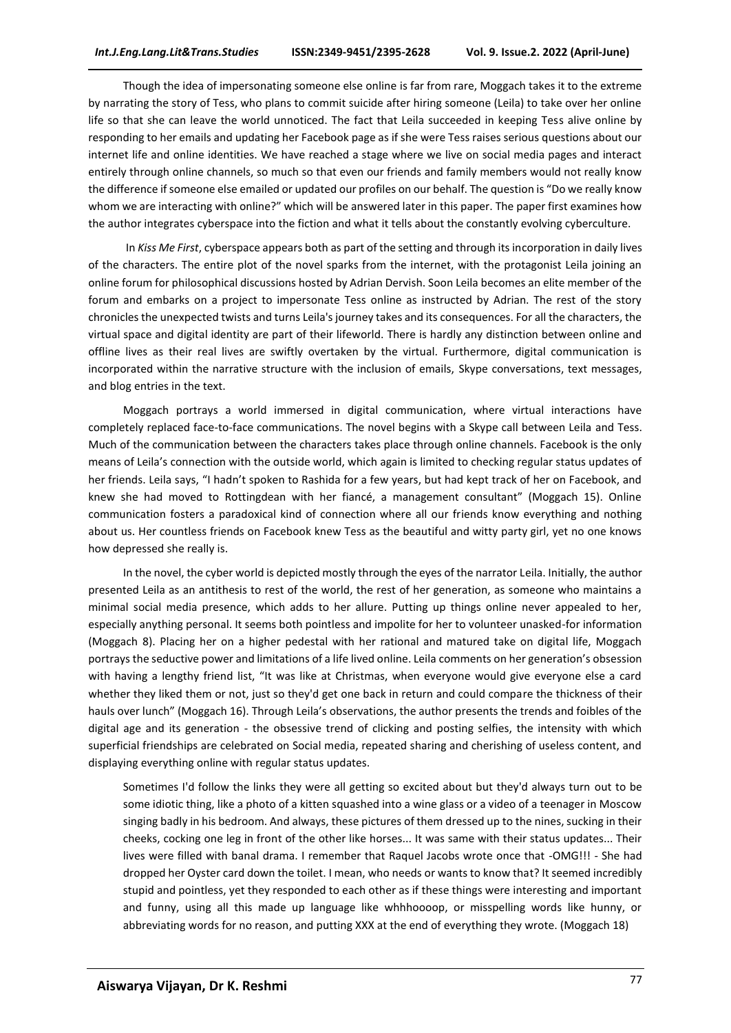Though the idea of impersonating someone else online is far from rare, Moggach takes it to the extreme by narrating the story of Tess, who plans to commit suicide after hiring someone (Leila) to take over her online life so that she can leave the world unnoticed. The fact that Leila succeeded in keeping Tess alive online by responding to her emails and updating her Facebook page as if she were Tess raises serious questions about our internet life and online identities. We have reached a stage where we live on social media pages and interact entirely through online channels, so much so that even our friends and family members would not really know the difference if someone else emailed or updated our profiles on our behalf. The question is "Do we really know whom we are interacting with online?" which will be answered later in this paper. The paper first examines how the author integrates cyberspace into the fiction and what it tells about the constantly evolving cyberculture.

In *Kiss Me First*, cyberspace appears both as part of the setting and through its incorporation in daily lives of the characters. The entire plot of the novel sparks from the internet, with the protagonist Leila joining an online forum for philosophical discussions hosted by Adrian Dervish. Soon Leila becomes an elite member of the forum and embarks on a project to impersonate Tess online as instructed by Adrian. The rest of the story chronicles the unexpected twists and turns Leila's journey takes and its consequences. For all the characters, the virtual space and digital identity are part of their lifeworld. There is hardly any distinction between online and offline lives as their real lives are swiftly overtaken by the virtual. Furthermore, digital communication is incorporated within the narrative structure with the inclusion of emails, Skype conversations, text messages, and blog entries in the text.

Moggach portrays a world immersed in digital communication, where virtual interactions have completely replaced face-to-face communications. The novel begins with a Skype call between Leila and Tess. Much of the communication between the characters takes place through online channels. Facebook is the only means of Leila's connection with the outside world, which again is limited to checking regular status updates of her friends. Leila says, "I hadn't spoken to Rashida for a few years, but had kept track of her on Facebook, and knew she had moved to Rottingdean with her fiancé, a management consultant" (Moggach 15). Online communication fosters a paradoxical kind of connection where all our friends know everything and nothing about us. Her countless friends on Facebook knew Tess as the beautiful and witty party girl, yet no one knows how depressed she really is.

In the novel, the cyber world is depicted mostly through the eyes of the narrator Leila. Initially, the author presented Leila as an antithesis to rest of the world, the rest of her generation, as someone who maintains a minimal social media presence, which adds to her allure. Putting up things online never appealed to her, especially anything personal. It seems both pointless and impolite for her to volunteer unasked-for information (Moggach 8). Placing her on a higher pedestal with her rational and matured take on digital life, Moggach portrays the seductive power and limitations of a life lived online. Leila comments on her generation's obsession with having a lengthy friend list, "It was like at Christmas, when everyone would give everyone else a card whether they liked them or not, just so they'd get one back in return and could compare the thickness of their hauls over lunch" (Moggach 16). Through Leila's observations, the author presents the trends and foibles of the digital age and its generation - the obsessive trend of clicking and posting selfies, the intensity with which superficial friendships are celebrated on Social media, repeated sharing and cherishing of useless content, and displaying everything online with regular status updates.

> Sometimes I'd follow the links they were all getting so excited about but they'd always turn out to be some idiotic thing, like a photo of a kitten squashed into a wine glass or a video of a teenager in Moscow singing badly in his bedroom. And always, these pictures of them dressed up to the nines, sucking in their cheeks, cocking one leg in front of the other like horses... It was same with their status updates... Their lives were filled with banal drama. I remember that Raquel Jacobs wrote once that -OMG!!! - She had dropped her Oyster card down the toilet. I mean, who needs or wants to know that? It seemed incredibly stupid and pointless, yet they responded to each other as if these things were interesting and important and funny, using all this made up language like whhhoooop, or misspelling words like hunny, or abbreviating words for no reason, and putting XXX at the end of everything they wrote. (Moggach 18)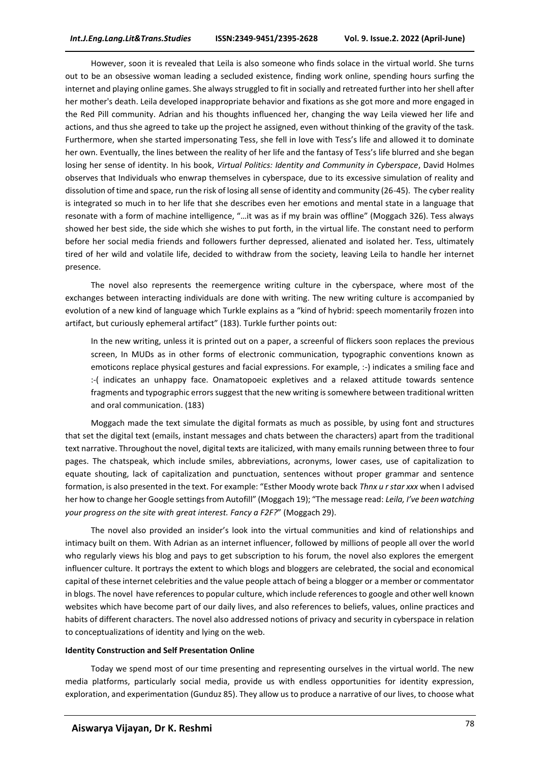However, soon it is revealed that Leila is also someone who finds solace in the virtual world. She turns out to be an obsessive woman leading a secluded existence, finding work online, spending hours surfing the internet and playing online games. She always struggled to fit in socially and retreated further into her shell after her mother's death. Leila developed inappropriate behavior and fixations as she got more and more engaged in the Red Pill community. Adrian and his thoughts influenced her, changing the way Leila viewed her life and actions, and thus she agreed to take up the project he assigned, even without thinking of the gravity of the task. Furthermore, when she started impersonating Tess, she fell in love with Tess's life and allowed it to dominate her own. Eventually, the lines between the reality of her life and the fantasy of Tess's life blurred and she began losing her sense of identity. In his book, *Virtual Politics: Identity and Community in Cyberspace*, David Holmes observes that Individuals who enwrap themselves in cyberspace, due to its excessive simulation of reality and dissolution of time and space, run the risk of losing all sense of identity and community (26-45). The cyber reality is integrated so much in to her life that she describes even her emotions and mental state in a language that resonate with a form of machine intelligence, "…it was as if my brain was offline" (Moggach 326). Tess always showed her best side, the side which she wishes to put forth, in the virtual life. The constant need to perform before her social media friends and followers further depressed, alienated and isolated her. Tess, ultimately tired of her wild and volatile life, decided to withdraw from the society, leaving Leila to handle her internet presence.

The novel also represents the reemergence writing culture in the cyberspace, where most of the exchanges between interacting individuals are done with writing. The new writing culture is accompanied by evolution of a new kind of language which Turkle explains as a "kind of hybrid: speech momentarily frozen into artifact, but curiously ephemeral artifact" (183). Turkle further points out:

> In the new writing, unless it is printed out on a paper, a screenful of flickers soon replaces the previous screen, In MUDs as in other forms of electronic communication, typographic conventions known as emoticons replace physical gestures and facial expressions. For example, :-) indicates a smiling face and :-( indicates an unhappy face. Onamatopoeic expletives and a relaxed attitude towards sentence fragments and typographic errors suggest that the new writing is somewhere between traditional written and oral communication. (183)

Moggach made the text simulate the digital formats as much as possible, by using font and structures that set the digital text (emails, instant messages and chats between the characters) apart from the traditional text narrative. Throughout the novel, digital texts are italicized, with many emails running between three to four pages. The chatspeak, which include smiles, abbreviations, acronyms, lower cases, use of capitalization to equate shouting, lack of capitalization and punctuation, sentences without proper grammar and sentence formation, is also presented in the text. For example: "Esther Moody wrote back *Thnx u r star xxx* when I advised her how to change her Google settings from Autofill" (Moggach 19); "The message read: *Leila, I've been watching your progress on the site with great interest. Fancy a F2F?*" (Moggach 29).

The novel also provided an insider's look into the virtual communities and kind of relationships and intimacy built on them. With Adrian as an internet influencer, followed by millions of people all over the world who regularly views his blog and pays to get subscription to his forum, the novel also explores the emergent influencer culture. It portrays the extent to which blogs and bloggers are celebrated, the social and economical capital of these internet celebrities and the value people attach of being a blogger or a member or commentator in blogs. The novel have references to popular culture, which include references to google and other well known websites which have become part of our daily lives, and also references to beliefs, values, online practices and habits of different characters. The novel also addressed notions of privacy and security in cyberspace in relation to conceptualizations of identity and lying on the web.

**Identity Construction and Self Presentation Online**

Today we spend most of our time presenting and representing ourselves in the virtual world. The new media platforms, particularly social media, provide us with endless opportunities for identity expression, exploration, and experimentation (Gunduz 85). They allow us to produce a narrative of our lives, to choose what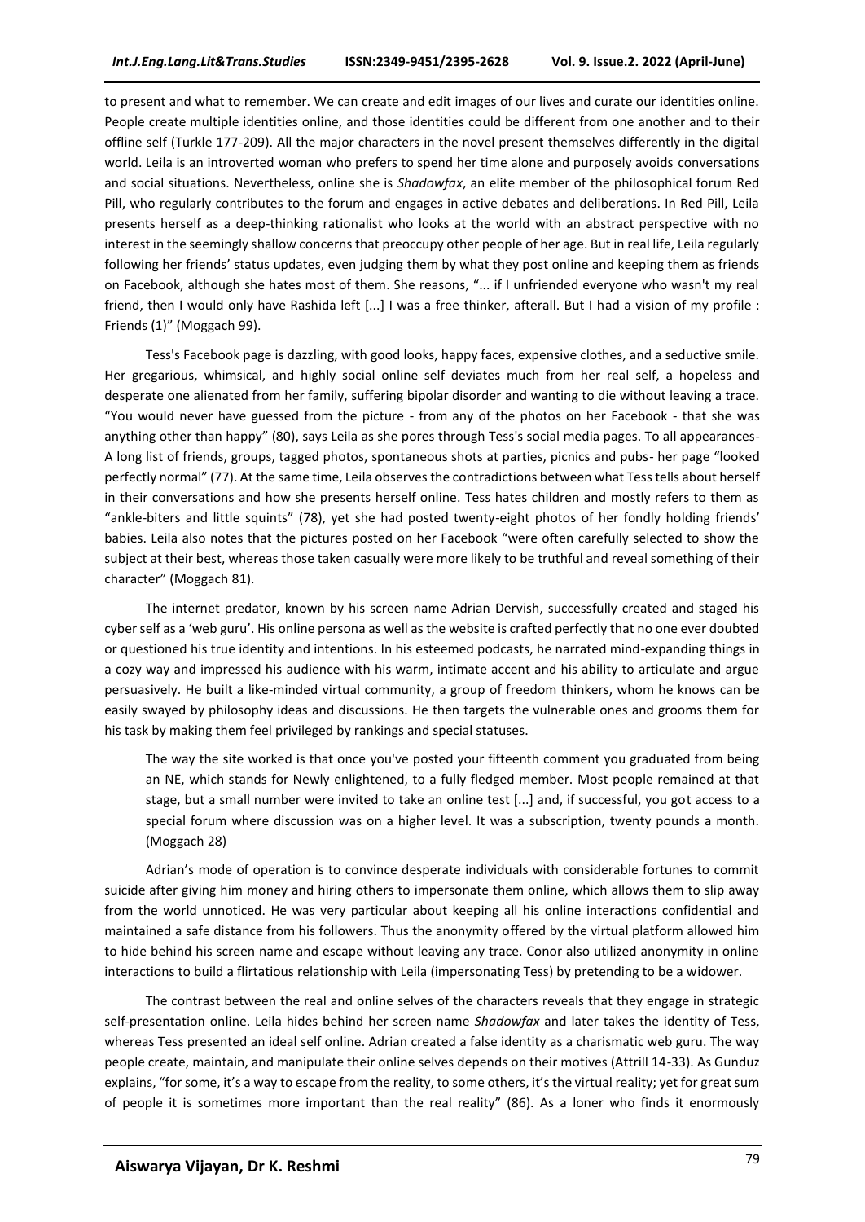to present and what to remember. We can create and edit images of our lives and curate our identities online. People create multiple identities online, and those identities could be different from one another and to their offline self (Turkle 177-209). All the major characters in the novel present themselves differently in the digital world. Leila is an introverted woman who prefers to spend her time alone and purposely avoids conversations and social situations. Nevertheless, online she is *Shadowfax*, an elite member of the philosophical forum Red Pill, who regularly contributes to the forum and engages in active debates and deliberations. In Red Pill, Leila presents herself as a deep-thinking rationalist who looks at the world with an abstract perspective with no interest in the seemingly shallow concerns that preoccupy other people of her age. But in real life, Leila regularly following her friends' status updates, even judging them by what they post online and keeping them as friends on Facebook, although she hates most of them. She reasons, "... if I unfriended everyone who wasn't my real friend, then I would only have Rashida left [...] I was a free thinker, afterall. But I had a vision of my profile : Friends (1)" (Moggach 99).

Tess's Facebook page is dazzling, with good looks, happy faces, expensive clothes, and a seductive smile. Her gregarious, whimsical, and highly social online self deviates much from her real self, a hopeless and desperate one alienated from her family, suffering bipolar disorder and wanting to die without leaving a trace. "You would never have guessed from the picture - from any of the photos on her Facebook - that she was anything other than happy" (80), says Leila as she pores through Tess's social media pages. To all appearances- A long list of friends, groups, tagged photos, spontaneous shots at parties, picnics and pubs- her page "looked perfectly normal" (77). At the same time, Leila observes the contradictions between what Tess tells about herself in their conversations and how she presents herself online. Tess hates children and mostly refers to them as "ankle-biters and little squints" (78), yet she had posted twenty-eight photos of her fondly holding friends' babies. Leila also notes that the pictures posted on her Facebook "were often carefully selected to show the subject at their best, whereas those taken casually were more likely to be truthful and reveal something of their character" (Moggach 81).

The internet predator, known by his screen name Adrian Dervish, successfully created and staged his cyber self as a 'web guru'. His online persona as well as the website is crafted perfectly that no one ever doubted or questioned his true identity and intentions. In his esteemed podcasts, he narrated mind-expanding things in a cozy way and impressed his audience with his warm, intimate accent and his ability to articulate and argue persuasively. He built a like-minded virtual community, a group of freedom thinkers, whom he knows can be easily swayed by philosophy ideas and discussions. He then targets the vulnerable ones and grooms them for his task by making them feel privileged by rankings and special statuses.

> The way the site worked is that once you've posted your fifteenth comment you graduated from being an NE, which stands for Newly enlightened, to a fully fledged member. Most people remained at that stage, but a small number were invited to take an online test [...] and, if successful, you got access to a special forum where discussion was on a higher level. It was a subscription, twenty pounds a month. (Moggach 28)

Adrian's mode of operation is to convince desperate individuals with considerable fortunes to commit suicide after giving him money and hiring others to impersonate them online, which allows them to slip away from the world unnoticed. He was very particular about keeping all his online interactions confidential and maintained a safe distance from his followers. Thus the anonymity offered by the virtual platform allowed him to hide behind his screen name and escape without leaving any trace. Conor also utilized anonymity in online interactions to build a flirtatious relationship with Leila (impersonating Tess) by pretending to be a widower.

The contrast between the real and online selves of the characters reveals that they engage in strategic self-presentation online. Leila hides behind her screen name *Shadowfax* and later takes the identity of Tess, whereas Tess presented an ideal self online. Adrian created a false identity as a charismatic web guru. The way people create, maintain, and manipulate their online selves depends on their motives (Attrill 14-33). As Gunduz explains, "for some, it's a way to escape from the reality, to some others, it's the virtual reality; yet for great sum of people it is sometimes more important than the real reality" (86). As a loner who finds it enormously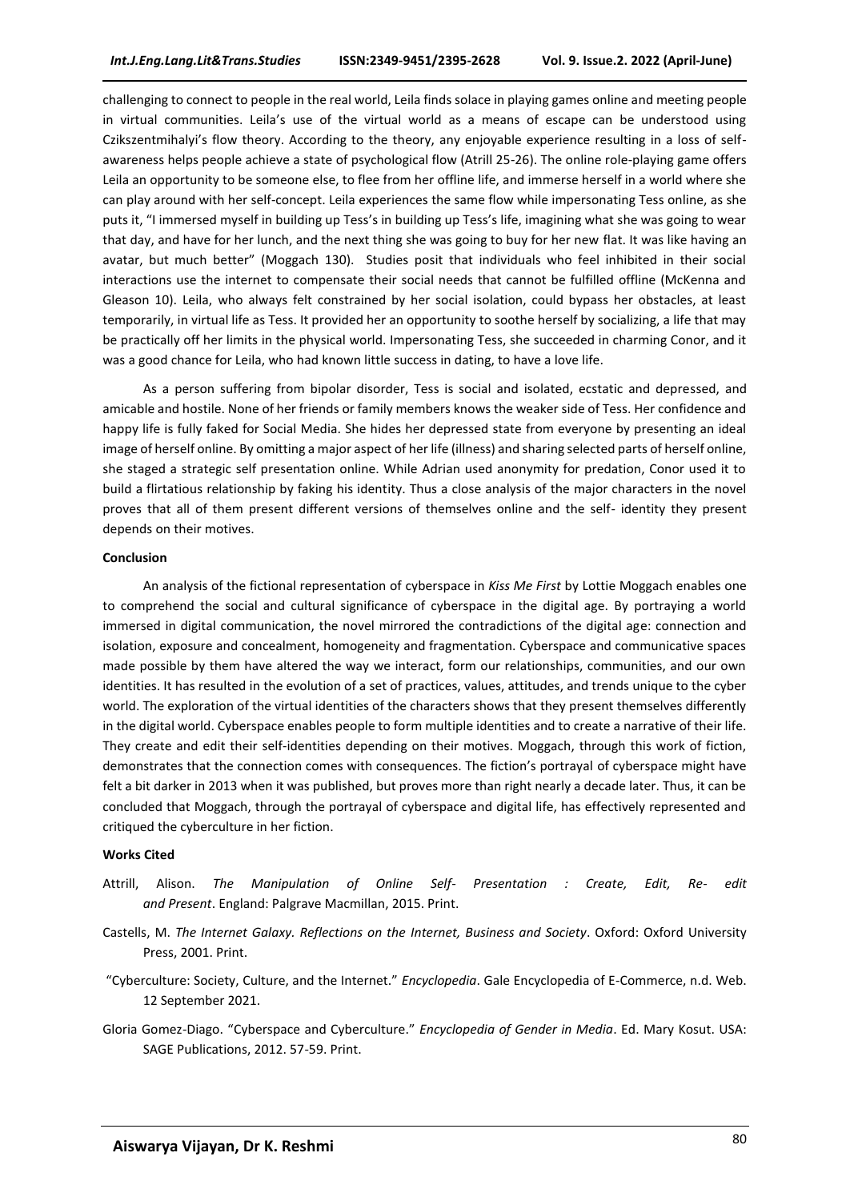challenging to connect to people in the real world, Leila finds solace in playing games online and meeting people in virtual communities. Leila's use of the virtual world as a means of escape can be understood using Czikszentmihalyi's flow theory. According to the theory, any enjoyable experience resulting in a loss of self-awareness helps people achieve a state of psychological flow (Atrill 25-26). The online role-playing game offers Leila an opportunity to be someone else, to flee from her offline life, and immerse herself in a world where she can play around with her self-concept. Leila experiences the same flow while impersonating Tess online, as she puts it, "I immersed myself in building up Tess's in building up Tess's life, imagining what she was going to wear that day, and have for her lunch, and the next thing she was going to buy for her new flat. It was like having an avatar, but much better" (Moggach 130). Studies posit that individuals who feel inhibited in their social interactions use the internet to compensate their social needs that cannot be fulfilled offline (McKenna and Gleason 10). Leila, who always felt constrained by her social isolation, could bypass her obstacles, at least temporarily, in virtual life as Tess. It provided her an opportunity to soothe herself by socializing, a life that may be practically off her limits in the physical world. Impersonating Tess, she succeeded in charming Conor, and it was a good chance for Leila, who had known little success in dating, to have a love life.

As a person suffering from bipolar disorder, Tess is social and isolated, ecstatic and depressed, and amicable and hostile. None of her friends or family members knows the weaker side of Tess. Her confidence and happy life is fully faked for Social Media. She hides her depressed state from everyone by presenting an ideal image of herself online. By omitting a major aspect of her life (illness) and sharing selected parts of herself online, she staged a strategic self presentation online. While Adrian used anonymity for predation, Conor used it to build a flirtatious relationship by faking his identity. Thus a close analysis of the major characters in the novel proves that all of them present different versions of themselves online and the self- identity they present depends on their motives.

**Conclusion**

An analysis of the fictional representation of cyberspace in *Kiss Me First* by Lottie Moggach enables one to comprehend the social and cultural significance of cyberspace in the digital age. By portraying a world immersed in digital communication, the novel mirrored the contradictions of the digital age: connection and isolation, exposure and concealment, homogeneity and fragmentation. Cyberspace and communicative spaces made possible by them have altered the way we interact, form our relationships, communities, and our own identities. It has resulted in the evolution of a set of practices, values, attitudes, and trends unique to the cyber world. The exploration of the virtual identities of the characters shows that they present themselves differently in the digital world. Cyberspace enables people to form multiple identities and to create a narrative of their life. They create and edit their self-identities depending on their motives. Moggach, through this work of fiction, demonstrates that the connection comes with consequences. The fiction's portrayal of cyberspace might have felt a bit darker in 2013 when it was published, but proves more than right nearly a decade later. Thus, it can be concluded that Moggach, through the portrayal of cyberspace and digital life, has effectively represented and critiqued the cyberculture in her fiction.

**Works Cited**

Attrill, Alison. *The Manipulation of Online Self- Presentation : Create, Edit, Re- edit and Present*. England: Palgrave Macmillan, 2015. Print.

Castells, M. *The Internet Galaxy. Reflections on the Internet, Business and Society*. Oxford: Oxford University Press, 2001. Print.

"Cyberculture: Society, Culture, and the Internet." *Encyclopedia*. Gale Encyclopedia of E-Commerce, n.d. Web. 12 September 2021.

Gloria Gomez-Diago. "Cyberspace and Cyberculture." *Encyclopedia of Gender in Media*. Ed. Mary Kosut. USA: SAGE Publications, 2012. 57-59. Print.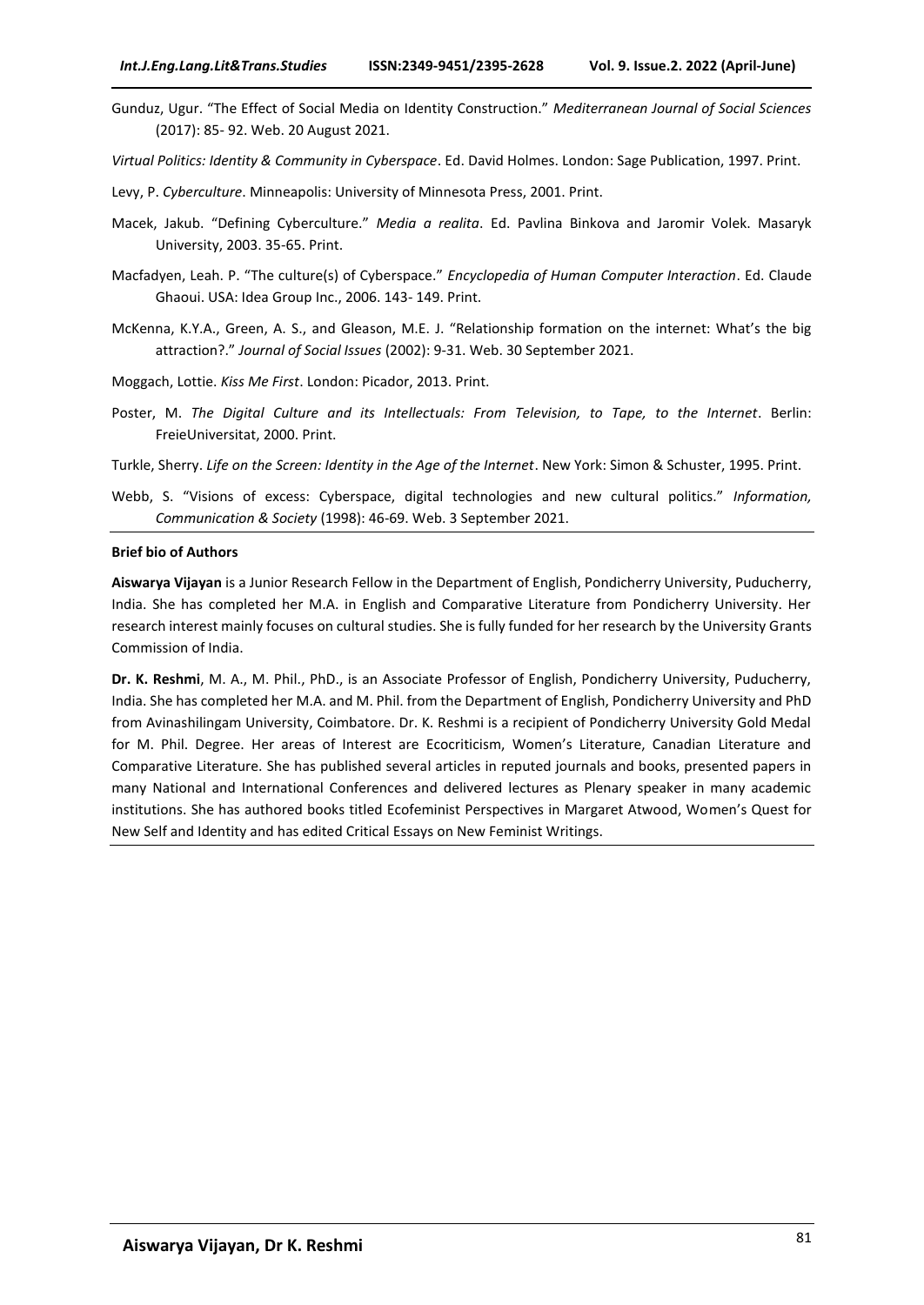Gunduz, Ugur. "The Effect of Social Media on Identity Construction." *Mediterranean Journal of Social Sciences* (2017): 85- 92. Web. 20 August 2021.

*Virtual Politics: Identity & Community in Cyberspace*. Ed. David Holmes. London: Sage Publication, 1997. Print.

Levy, P. *Cyberculture*. Minneapolis: University of Minnesota Press, 2001. Print.

Macek, Jakub. "Defining Cyberculture." *Media a realita*. Ed. Pavlina Binkova and Jaromir Volek. Masaryk University, 2003. 35-65. Print.

Macfadyen, Leah. P. "The culture(s) of Cyberspace." *Encyclopedia of Human Computer Interaction*. Ed. Claude Ghaoui. USA: Idea Group Inc., 2006. 143- 149. Print.

McKenna, K.Y.A., Green, A. S., and Gleason, M.E. J. "Relationship formation on the internet: What's the big attraction?." *Journal of Social Issues* (2002): 9-31. Web. 30 September 2021.

Moggach, Lottie. *Kiss Me First*. London: Picador, 2013. Print.

Poster, M. *The Digital Culture and its Intellectuals: From Television, to Tape, to the Internet*. Berlin: FreieUniversitat, 2000. Print.

Turkle, Sherry. *Life on the Screen: Identity in the Age of the Internet*. New York: Simon & Schuster, 1995. Print.

Webb, S. "Visions of excess: Cyberspace, digital technologies and new cultural politics." *Information, Communication & Society* (1998): 46-69. Web. 3 September 2021.

**Brief bio of Authors**

**Aiswarya Vijayan** is a Junior Research Fellow in the Department of English, Pondicherry University, Puducherry, India. She has completed her M.A. in English and Comparative Literature from Pondicherry University. Her research interest mainly focuses on cultural studies. She is fully funded for her research by the University Grants Commission of India.

**Dr. K. Reshmi**, M. A., M. Phil., PhD., is an Associate Professor of English, Pondicherry University, Puducherry, India. She has completed her M.A. and M. Phil. from the Department of English, Pondicherry University and PhD from Avinashilingam University, Coimbatore. Dr. K. Reshmi is a recipient of Pondicherry University Gold Medal for M. Phil. Degree. Her areas of Interest are Ecocriticism, Women's Literature, Canadian Literature and Comparative Literature. She has published several articles in reputed journals and books, presented papers in many National and International Conferences and delivered lectures as Plenary speaker in many academic institutions. She has authored books titled Ecofeminist Perspectives in Margaret Atwood, Women's Quest for New Self and Identity and has edited Critical Essays on New Feminist Writings.